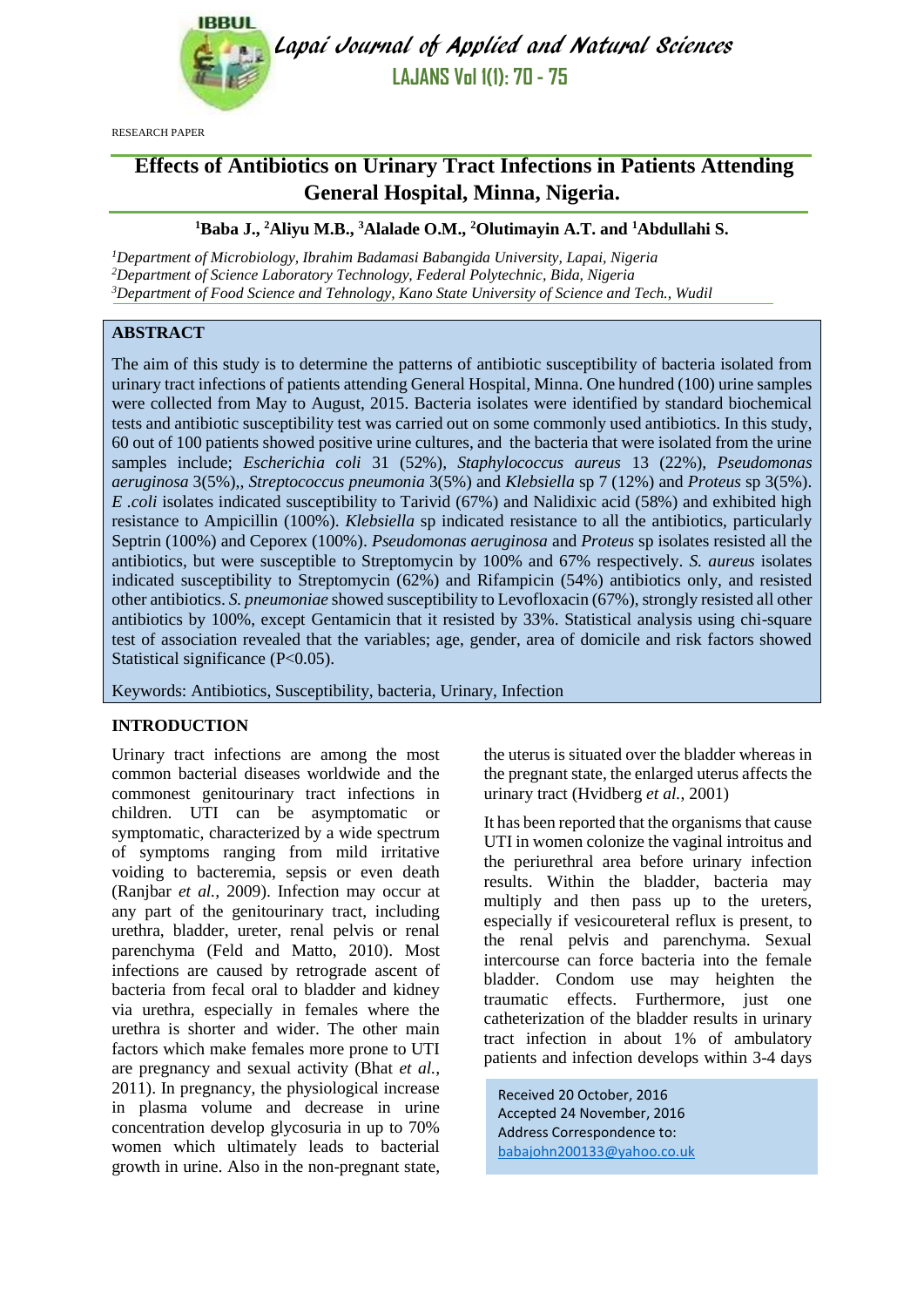RESEARCH PAPER

# Effects of Antibiotics on Urinary Tract Infections in Patients Attending General Hospital, Minna, Nigeria.

**[1]Baba J., [2]Aliyu M.B., [3]Alalade O.M., [2]Olutimayin A.T. and [1]Abdullahi S.**

*[1]Department of Microbiology, Ibrahim Badamasi Babangida University, Lapai, Nigeria*
*[2]Department of Science Laboratory Technology, Federal Polytechnic, Bida, Nigeria*
*[3]Department of Food Science and Tehnology, Kano State University of Science and Tech., Wudil*

## ABSTRACT

The aim of this study is to determine the patterns of antibiotic susceptibility of bacteria isolated from urinary tract infections of patients attending General Hospital, Minna. One hundred (100) urine samples were collected from May to August, 2015. Bacteria isolates were identified by standard biochemical tests and antibiotic susceptibility test was carried out on some commonly used antibiotics. In this study, 60 out of 100 patients showed positive urine cultures, and the bacteria that were isolated from the urine samples include; *Escherichia coli* 31 (52%), *Staphylococcus aureus* 13 (22%), *Pseudomonas aeruginosa* 3(5%),, *Streptococcus pneumonia* 3(5%) and *Klebsiella* sp 7 (12%) and *Proteus* sp 3(5%). *E .coli* isolates indicated susceptibility to Tarivid (67%) and Nalidixic acid (58%) and exhibited high resistance to Ampicillin (100%). *Klebsiella* sp indicated resistance to all the antibiotics, particularly Septrin (100%) and Ceporex (100%). *Pseudomonas aeruginosa* and *Proteus* sp isolates resisted all the antibiotics, but were susceptible to Streptomycin by 100% and 67% respectively. *S. aureus* isolates indicated susceptibility to Streptomycin (62%) and Rifampicin (54%) antibiotics only, and resisted other antibiotics. *S. pneumoniae* showed susceptibility to Levofloxacin (67%), strongly resisted all other antibiotics by 100%, except Gentamicin that it resisted by 33%. Statistical analysis using chi-square test of association revealed that the variables; age, gender, area of domicile and risk factors showed Statistical significance (P<0.05).

Keywords: Antibiotics, Susceptibility, bacteria, Urinary, Infection

## INTRODUCTION

Urinary tract infections are among the most common bacterial diseases worldwide and the commonest genitourinary tract infections in children. UTI can be asymptomatic or symptomatic, characterized by a wide spectrum of symptoms ranging from mild irritative voiding to bacteremia, sepsis or even death (Ranjbar *et al.,* 2009). Infection may occur at any part of the genitourinary tract, including urethra, bladder, ureter, renal pelvis or renal parenchyma (Feld and Matto, 2010). Most infections are caused by retrograde ascent of bacteria from fecal oral to bladder and kidney via urethra, especially in females where the urethra is shorter and wider. The other main factors which make females more prone to UTI are pregnancy and sexual activity (Bhat *et al.,* 2011). In pregnancy, the physiological increase in plasma volume and decrease in urine concentration develop glycosuria in up to 70% women which ultimately leads to bacterial growth in urine. Also in the non-pregnant state, the uterus is situated over the bladder whereas in the pregnant state, the enlarged uterus affects the urinary tract (Hvidberg *et al.,* 2001)

It has been reported that the organisms that cause UTI in women colonize the vaginal introitus and the periurethral area before urinary infection results. Within the bladder, bacteria may multiply and then pass up to the ureters, especially if vesicoureteral reflux is present, to the renal pelvis and parenchyma. Sexual intercourse can force bacteria into the female bladder. Condom use may heighten the traumatic effects. Furthermore, just one catheterization of the bladder results in urinary tract infection in about 1% of ambulatory patients and infection develops within 3-4 days

Received 20 October, 2016
Accepted 24 November, 2016
Address Correspondence to:
babajohn200133@yahoo.co.uk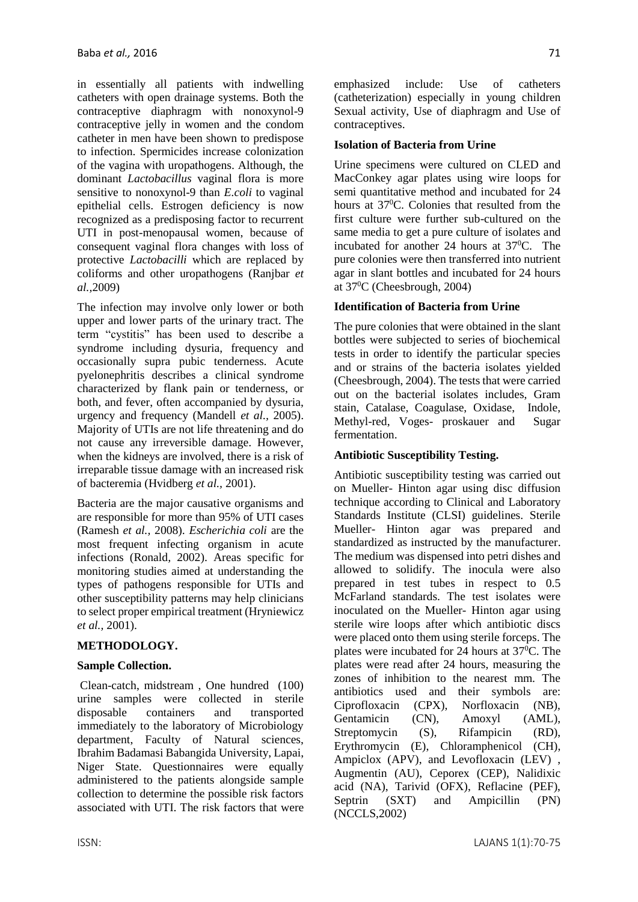in essentially all patients with indwelling catheters with open drainage systems. Both the contraceptive diaphragm with nonoxynol-9 contraceptive jelly in women and the condom catheter in men have been shown to predispose to infection. Spermicides increase colonization of the vagina with uropathogens. Although, the dominant *Lactobacillus* vaginal flora is more sensitive to nonoxynol-9 than *E.coli* to vaginal epithelial cells. Estrogen deficiency is now recognized as a predisposing factor to recurrent UTI in post-menopausal women, because of consequent vaginal flora changes with loss of protective *Lactobacilli* which are replaced by coliforms and other uropathogens (Ranjbar *et al.*,2009)

The infection may involve only lower or both upper and lower parts of the urinary tract. The term "cystitis" has been used to describe a syndrome including dysuria, frequency and occasionally supra pubic tenderness. Acute pyelonephritis describes a clinical syndrome characterized by flank pain or tenderness, or both, and fever, often accompanied by dysuria, urgency and frequency (Mandell *et al.,* 2005). Majority of UTIs are not life threatening and do not cause any irreversible damage. However, when the kidneys are involved, there is a risk of irreparable tissue damage with an increased risk of bacteremia (Hvidberg *et al.,* 2001).

Bacteria are the major causative organisms and are responsible for more than 95% of UTI cases (Ramesh *et al.,* 2008). *Escherichia coli* are the most frequent infecting organism in acute infections (Ronald, 2002). Areas specific for monitoring studies aimed at understanding the types of pathogens responsible for UTIs and other susceptibility patterns may help clinicians to select proper empirical treatment (Hryniewicz *et al.,* 2001).

## METHODOLOGY.

### Sample Collection.

Clean-catch, midstream , One hundred (100) urine samples were collected in sterile disposable containers and transported immediately to the laboratory of Microbiology department, Faculty of Natural sciences, Ibrahim Badamasi Babangida University, Lapai, Niger State. Questionnaires were equally administered to the patients alongside sample collection to determine the possible risk factors associated with UTI. The risk factors that were emphasized include: Use of catheters (catheterization) especially in young children Sexual activity, Use of diaphragm and Use of contraceptives.

### Isolation of Bacteria from Urine

Urine specimens were cultured on CLED and MacConkey agar plates using wire loops for semi quantitative method and incubated for 24 hours at $37^0$C. Colonies that resulted from the first culture were further sub-cultured on the same media to get a pure culture of isolates and incubated for another 24 hours at $37^0$C. The pure colonies were then transferred into nutrient agar in slant bottles and incubated for 24 hours at $37^0$C (Cheesbrough, 2004)

### Identification of Bacteria from Urine

The pure colonies that were obtained in the slant bottles were subjected to series of biochemical tests in order to identify the particular species and or strains of the bacteria isolates yielded (Cheesbrough, 2004). The tests that were carried out on the bacterial isolates includes, Gram stain, Catalase, Coagulase, Oxidase, Indole, Methyl-red, Voges- proskauer and Sugar fermentation.

### Antibiotic Susceptibility Testing.

Antibiotic susceptibility testing was carried out on Mueller- Hinton agar using disc diffusion technique according to Clinical and Laboratory Standards Institute (CLSI) guidelines. Sterile Mueller- Hinton agar was prepared and standardized as instructed by the manufacturer. The medium was dispensed into petri dishes and allowed to solidify. The inocula were also prepared in test tubes in respect to 0.5 McFarland standards. The test isolates were inoculated on the Mueller- Hinton agar using sterile wire loops after which antibiotic discs were placed onto them using sterile forceps. The plates were incubated for 24 hours at $37^0$C. The plates were read after 24 hours, measuring the zones of inhibition to the nearest mm. The antibiotics used and their symbols are: Ciprofloxacin (CPX), Norfloxacin (NB), Gentamicin (CN), Amoxyl (AML), Streptomycin (S), Rifampicin (RD), Erythromycin (E), Chloramphenicol (CH), Ampiclox (APV), and Levofloxacin (LEV) , Augmentin (AU), Ceporex (CEP), Nalidixic acid (NA), Tarivid (OFX), Reflacine (PEF), Septrin (SXT) and Ampicillin (PN) (NCCLS,2002)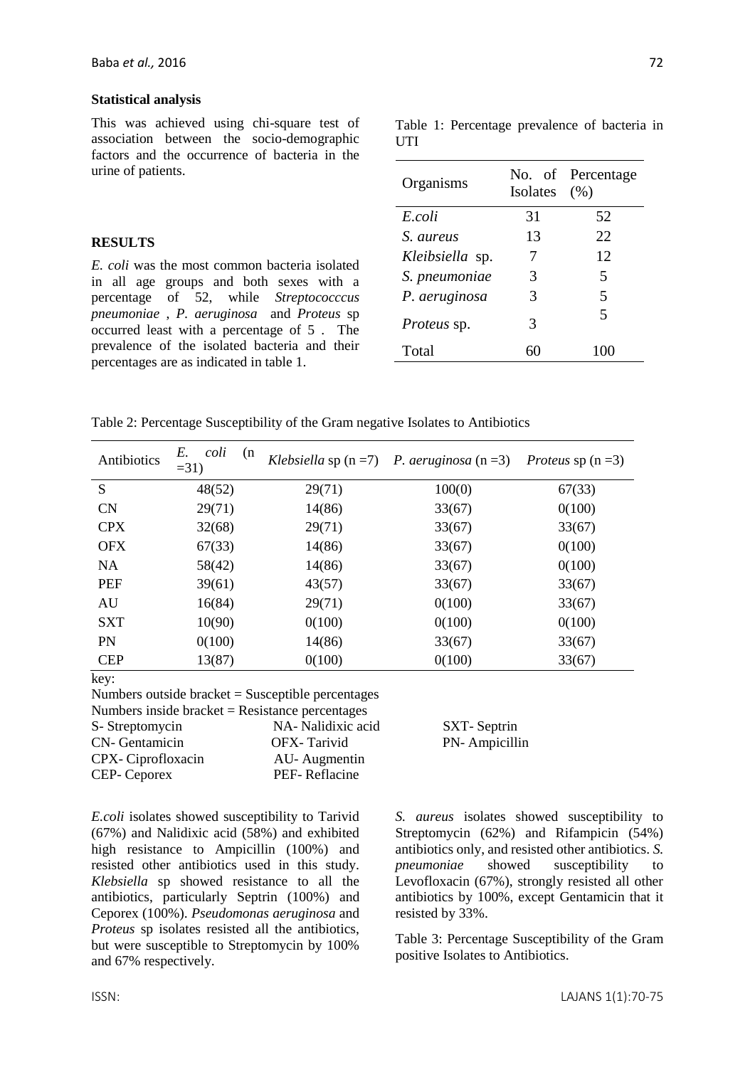### Statistical analysis

This was achieved using chi-square test of association between the socio-demographic factors and the occurrence of bacteria in the urine of patients.

### RESULTS

*E. coli* was the most common bacteria isolated in all age groups and both sexes with a percentage of 52, while *Streptococccus pneumoniae* , *P. aeruginosa* and *Proteus* sp occurred least with a percentage of 5 . The prevalence of the isolated bacteria and their percentages are as indicated in table 1.

Table 1: Percentage prevalence of bacteria in UTI

| Organisms | No. of Isolates | Percentage (%) |
|---|---|---|
| *E.coli* | 31 | 52 |
| *S. aureus* | 13 | 22 |
| *Kleibsiella* sp. | 7 | 12 |
| *S. pneumoniae* | 3 | 5 |
| *P. aeruginosa* | 3 | 5 |
| *Proteus* sp. | 3 | 5 |
| Total | 60 | 100 |

Table 2: Percentage Susceptibility of the Gram negative Isolates to Antibiotics

| Antibiotics | *E. coli* (n =31) | *Klebsiella* sp (n =7) | *P. aeruginosa* (n =3) | *Proteus* sp (n =3) |
|---|---|---|---|---|
| S | 48(52) | 29(71) | 100(0) | 67(33) |
| CN | 29(71) | 14(86) | 33(67) | 0(100) |
| CPX | 32(68) | 29(71) | 33(67) | 33(67) |
| OFX | 67(33) | 14(86) | 33(67) | 0(100) |
| NA | 58(42) | 14(86) | 33(67) | 0(100) |
| PEF | 39(61) | 43(57) | 33(67) | 33(67) |
| AU | 16(84) | 29(71) | 0(100) | 33(67) |
| SXT | 10(90) | 0(100) | 0(100) | 0(100) |
| PN | 0(100) | 14(86) | 33(67) | 33(67) |
| CEP | 13(87) | 0(100) | 0(100) | 33(67) |

key:

Numbers outside bracket = Susceptible percentages

Numbers inside bracket = Resistance percentages

S- Streptomycin  
CN- Gentamicin  
CPX- Ciprofloxacin  
CEP- Ceporex  
NA- Nalidixic acid  
OFX- Tarivid  
AU- Augmentin  
PEF- Reflacine  
SXT- Septrin  
PN- Ampicillin

*E.coli* isolates showed susceptibility to Tarivid (67%) and Nalidixic acid (58%) and exhibited high resistance to Ampicillin (100%) and resisted other antibiotics used in this study. *Klebsiella* sp showed resistance to all the antibiotics, particularly Septrin (100%) and Ceporex (100%). *Pseudomonas aeruginosa* and *Proteus* sp isolates resisted all the antibiotics, but were susceptible to Streptomycin by 100% and 67% respectively.

*S. aureus* isolates showed susceptibility to Streptomycin (62%) and Rifampicin (54%) antibiotics only, and resisted other antibiotics. *S. pneumoniae* showed susceptibility to Levofloxacin (67%), strongly resisted all other antibiotics by 100%, except Gentamicin that it resisted by 33%.

Table 3: Percentage Susceptibility of the Gram positive Isolates to Antibiotics.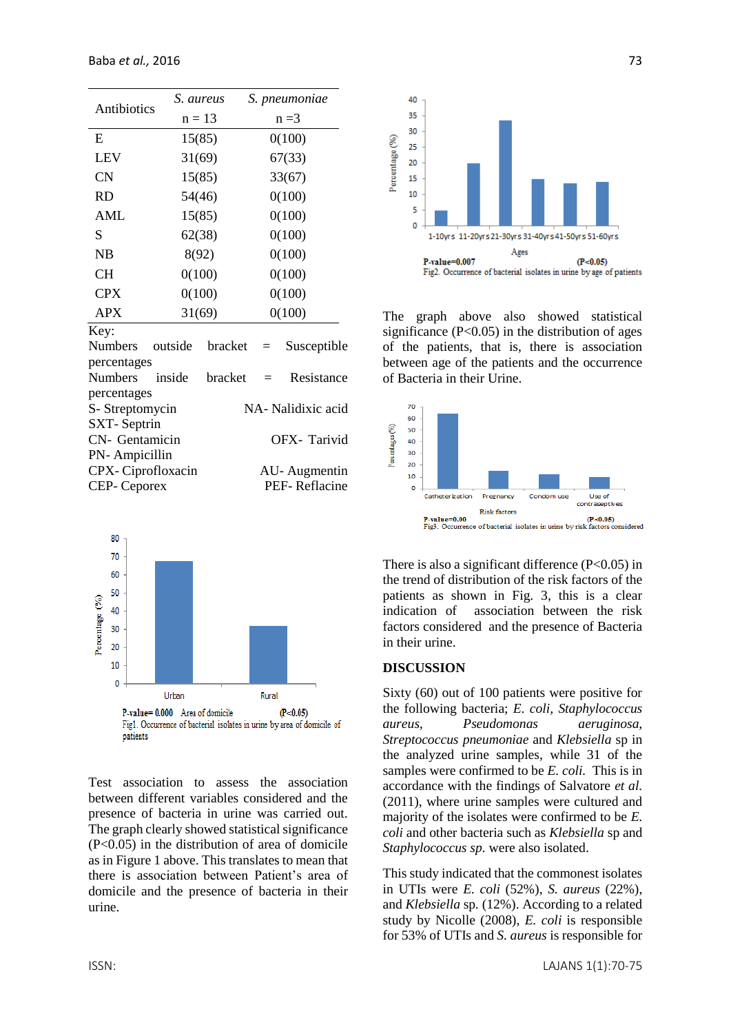| Antibiotics | *S. aureus* | *S. pneumoniae* |
|---|---|---|
| | n = 13 | n =3 |
| E | 15(85) | 0(100) |
| LEV | 31(69) | 67(33) |
| CN | 15(85) | 33(67) |
| RD | 54(46) | 0(100) |
| AML | 15(85) | 0(100) |
| S | 62(38) | 0(100) |
| NB | 8(92) | 0(100) |
| CH | 0(100) | 0(100) |
| CPX | 0(100) | 0(100) |
| APX | 31(69) | 0(100) |

Key:
Numbers outside bracket = Susceptible percentages
Numbers inside bracket = Resistance percentages
S- Streptomycin NA- Nalidixic acid
SXT- Septrin
CN- Gentamicin OFX- Tarivid
PN- Ampicillin
CPX- Ciprofloxacin AU- Augmentin
CEP- Ceporex PEF- Reflacine

P-value= 0.000 Area of domicile (P<0.05)
Fig1. Occurrence of bacterial isolates in urine by area of domicile of patients

Test association to assess the association between different variables considered and the presence of bacteria in urine was carried out. The graph clearly showed statistical significance (P<0.05) in the distribution of area of domicile as in Figure 1 above. This translates to mean that there is association between Patient's area of domicile and the presence of bacteria in their urine.

P-value=0.007 (P<0.05)
Fig2. Occurrence of bacterial isolates in urine by age of patients

The graph above also showed statistical significance (P<0.05) in the distribution of ages of the patients, that is, there is association between age of the patients and the occurrence of Bacteria in their Urine.

P-value=0.00 (P<0.05)
Fig3. Occurrence of bacterial isolates in urine by risk factors considered

There is also a significant difference (P<0.05) in the trend of distribution of the risk factors of the patients as shown in Fig. 3, this is a clear indication of association between the risk factors considered and the presence of Bacteria in their urine.

## DISCUSSION

Sixty (60) out of 100 patients were positive for the following bacteria; *E. coli*, *Staphylococcus aureus*, *Pseudomonas aeruginosa*, *Streptococcus pneumoniae* and *Klebsiella* sp in the analyzed urine samples, while 31 of the samples were confirmed to be *E. coli.* This is in accordance with the findings of Salvatore *et al.* (2011), where urine samples were cultured and majority of the isolates were confirmed to be *E. coli* and other bacteria such as *Klebsiella* sp and *Staphylococcus sp.* were also isolated.

This study indicated that the commonest isolates in UTIs were *E. coli* (52%), *S. aureus* (22%), and *Klebsiella* sp. (12%). According to a related study by Nicolle (2008), *E. coli* is responsible for 53% of UTIs and *S. aureus* is responsible for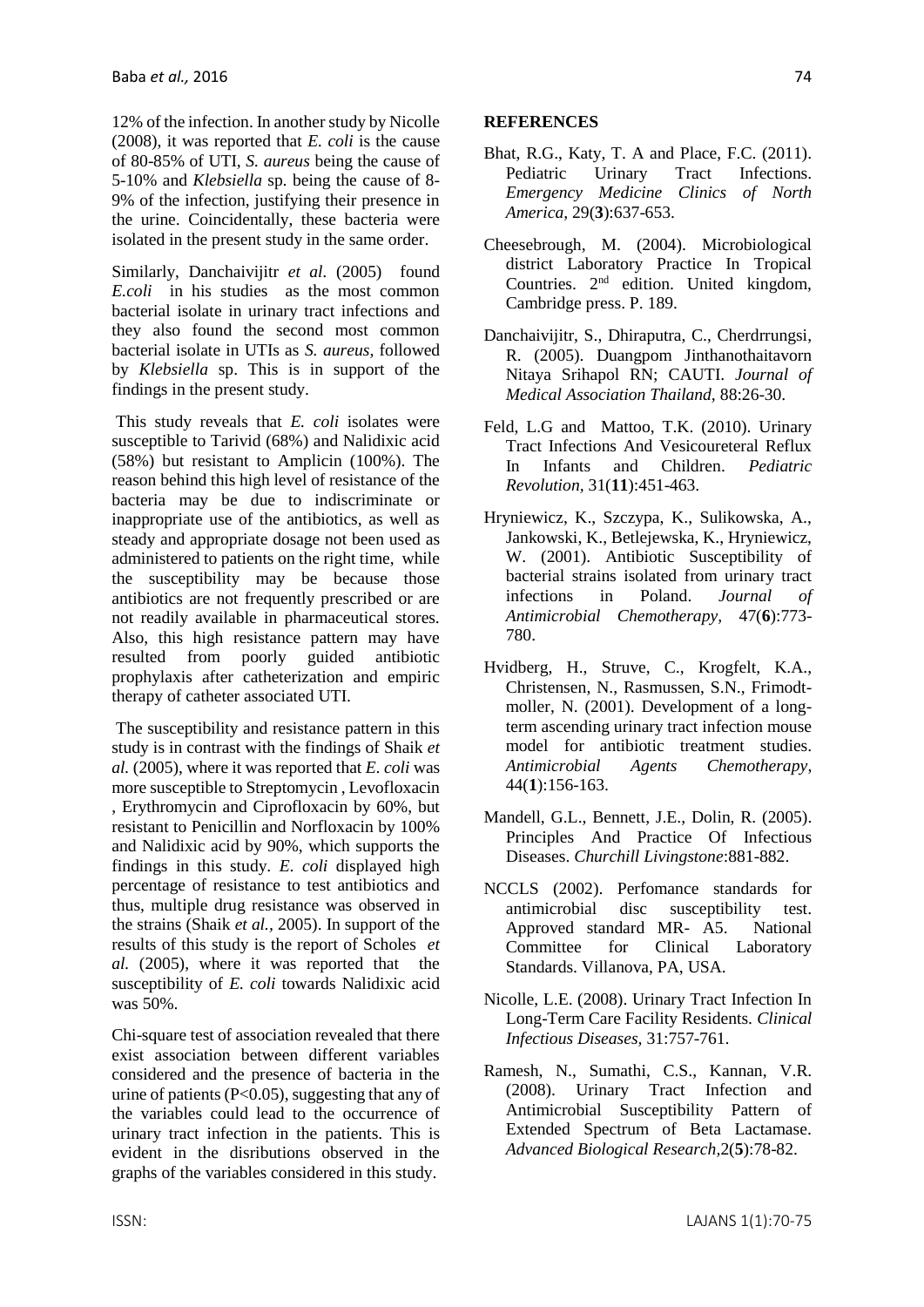12% of the infection. In another study by Nicolle (2008), it was reported that *E. coli* is the cause of 80-85% of UTI, *S. aureus* being the cause of 5-10% and *Klebsiella* sp. being the cause of 8-9% of the infection, justifying their presence in the urine. Coincidentally, these bacteria were isolated in the present study in the same order.

Similarly, Danchaivijitr *et al*. (2005) found *E.coli* in his studies as the most common bacterial isolate in urinary tract infections and they also found the second most common bacterial isolate in UTIs as *S. aureus,* followed by *Klebsiella* sp. This is in support of the findings in the present study.

This study reveals that *E. coli* isolates were susceptible to Tarivid (68%) and Nalidixic acid (58%) but resistant to Amplicin (100%). The reason behind this high level of resistance of the bacteria may be due to indiscriminate or inappropriate use of the antibiotics, as well as steady and appropriate dosage not been used as administered to patients on the right time, while the susceptibility may be because those antibiotics are not frequently prescribed or are not readily available in pharmaceutical stores. Also, this high resistance pattern may have resulted from poorly guided antibiotic prophylaxis after catheterization and empiric therapy of catheter associated UTI.

The susceptibility and resistance pattern in this study is in contrast with the findings of Shaik *et al.* (2005), where it was reported that *E. coli* was more susceptible to Streptomycin , Levofloxacin , Erythromycin and Ciprofloxacin by 60%, but resistant to Penicillin and Norfloxacin by 100% and Nalidixic acid by 90%, which supports the findings in this study. *E. coli* displayed high percentage of resistance to test antibiotics and thus, multiple drug resistance was observed in the strains (Shaik *et al.,* 2005). In support of the results of this study is the report of Scholes *et al.* (2005), where it was reported that the susceptibility of *E. coli* towards Nalidixic acid was 50%.

Chi-square test of association revealed that there exist association between different variables considered and the presence of bacteria in the urine of patients ($P<0.05$), suggesting that any of the variables could lead to the occurrence of urinary tract infection in the patients. This is evident in the disributions observed in the graphs of the variables considered in this study.

**REFERENCES**

Bhat, R.G., Katy, T. A and Place, F.C. (2011). Pediatric Urinary Tract Infections. *Emergency Medicine Clinics of North America*, 29(**3**):637-653.

Cheesebrough, M. (2004). Microbiological district Laboratory Practice In Tropical Countries. 2nd edition. United kingdom, Cambridge press. P. 189.

Danchaivijitr, S., Dhiraputra, C., Cherdrrungsi, R. (2005). Duangpom Jinthanothaitavorn Nitaya Srihapol RN; CAUTI. *Journal of Medical Association Thailand*, 88:26-30.

Feld, L.G and Mattoo, T.K. (2010). Urinary Tract Infections And Vesicoureteral Reflux In Infants and Children. *Pediatric Revolution*, 31(**11**):451-463.

Hryniewicz, K., Szczypa, K., Sulikowska, A., Jankowski, K., Betlejewska, K., Hryniewicz, W. (2001). Antibiotic Susceptibility of bacterial strains isolated from urinary tract infections in Poland. *Journal of Antimicrobial Chemotherapy*, 47(**6**):773-780.

Hvidberg, H., Struve, C., Krogfelt, K.A., Christensen, N., Rasmussen, S.N., Frimodt-moller, N. (2001). Development of a long-term ascending urinary tract infection mouse model for antibiotic treatment studies. *Antimicrobial Agents Chemotherapy*, 44(**1**):156-163.

Mandell, G.L., Bennett, J.E., Dolin, R. (2005). Principles And Practice Of Infectious Diseases. *Churchill Livingstone*:881-882.

NCCLS (2002). Perfomance standards for antimicrobial disc susceptibility test. Approved standard MR- A5. National Committee for Clinical Laboratory Standards. Villanova, PA, USA.

Nicolle, L.E. (2008). Urinary Tract Infection In Long-Term Care Facility Residents. *Clinical Infectious Diseases,* 31:757-761.

Ramesh, N., Sumathi, C.S., Kannan, V.R. (2008). Urinary Tract Infection and Antimicrobial Susceptibility Pattern of Extended Spectrum of Beta Lactamase. *Advanced Biological Research*,2(**5**):78-82.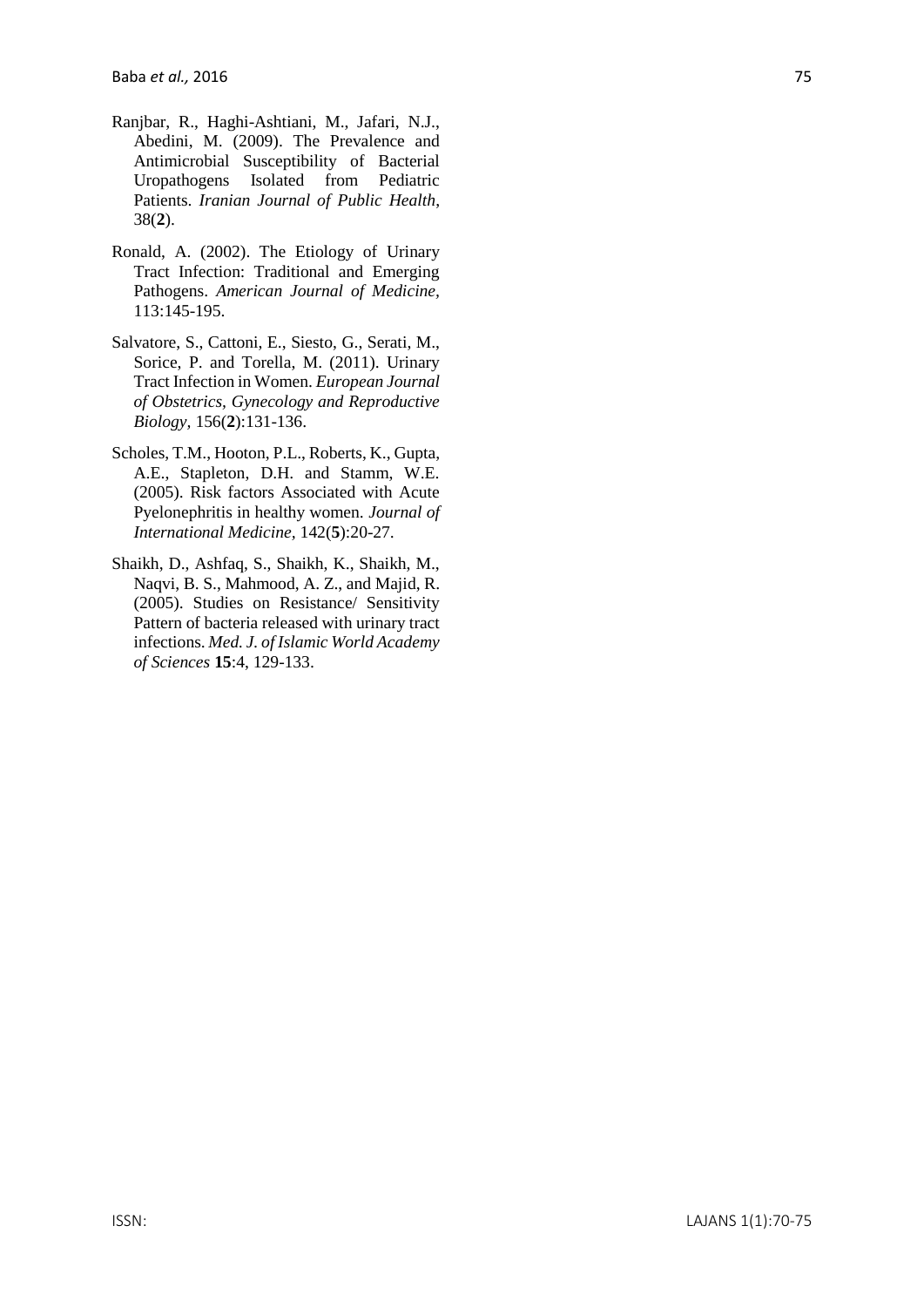Ranjbar, R., Haghi-Ashtiani, M., Jafari, N.J., Abedini, M. (2009). The Prevalence and Antimicrobial Susceptibility of Bacterial Uropathogens Isolated from Pediatric Patients. *Iranian Journal of Public Health*, 38(**2**).

Ronald, A. (2002). The Etiology of Urinary Tract Infection: Traditional and Emerging Pathogens. *American Journal of Medicine*, 113:145-195.

Salvatore, S., Cattoni, E., Siesto, G., Serati, M., Sorice, P. and Torella, M. (2011). Urinary Tract Infection in Women. *European Journal of Obstetrics, Gynecology and Reproductive Biology,* 156(**2**):131-136.

Scholes, T.M., Hooton, P.L., Roberts, K., Gupta, A.E., Stapleton, D.H. and Stamm, W.E. (2005). Risk factors Associated with Acute Pyelonephritis in healthy women. *Journal of International Medicine,* 142(**5**):20-27.

Shaikh, D., Ashfaq, S., Shaikh, K., Shaikh, M., Naqvi, B. S., Mahmood, A. Z., and Majid, R. (2005). Studies on Resistance/ Sensitivity Pattern of bacteria released with urinary tract infections. *Med. J. of Islamic World Academy of Sciences* **15**:4, 129-133.